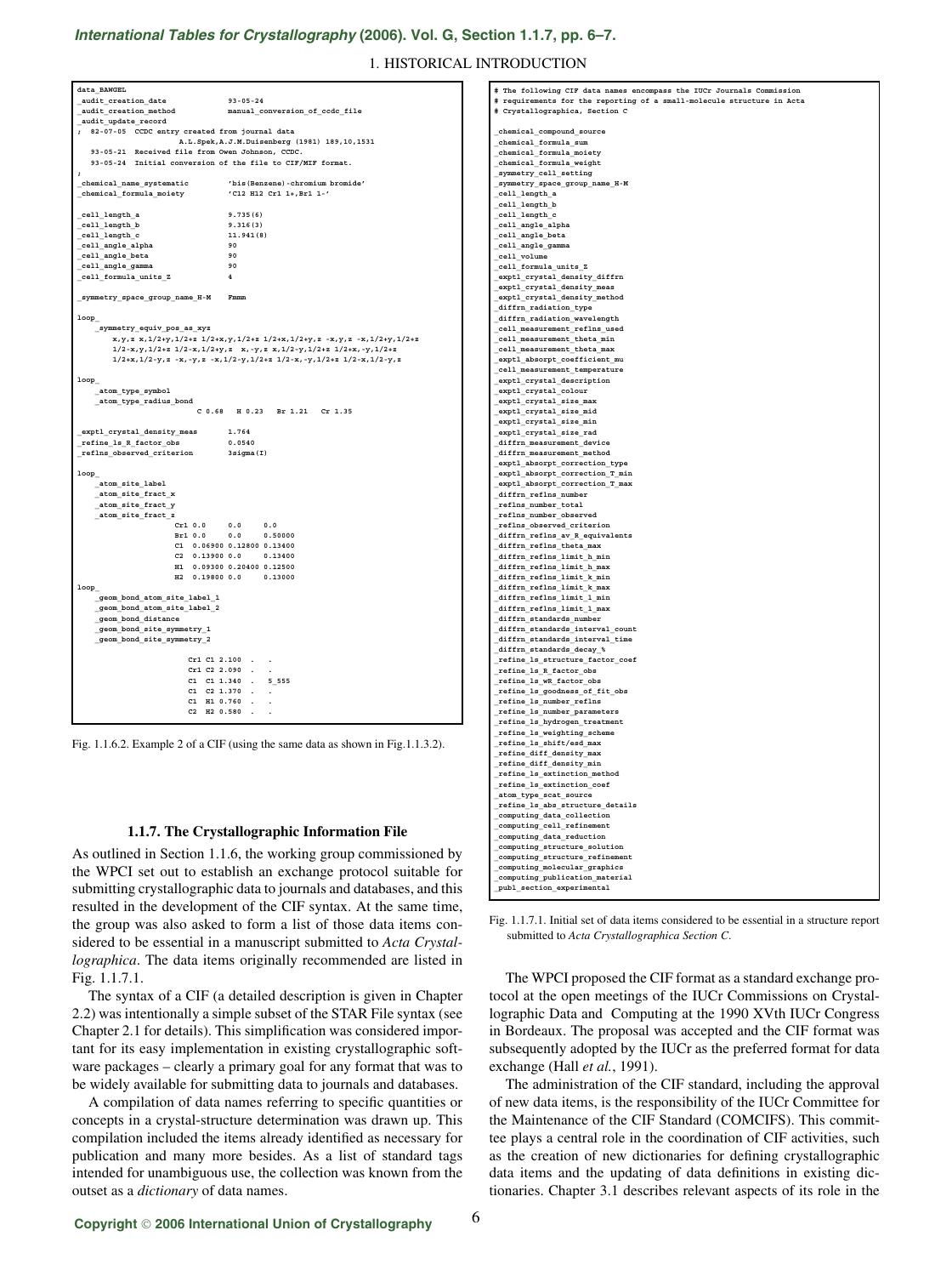```
data_BAWGEL
_audit_creation_date              93-05-24
_audit_creation_method            manual_conversion_of_ccdc_file
_audit_update_record
; 82-07-05  CCDC entry created from journal data
                A.L.Spek,A.J.M.Duisenberg (1981) 189,10,1531
   93-05-21  Received file from Owen Johnson, CCDC.
   93-05-24  Initial conversion of the file to CIF/MIF format.
;
_chemical_name_systematic         'bis(Benzene)-chromium bromide'
_chemical_formula_moiety          'C12 H12 Cr1 1+,Br1 1-'

_cell_length_a                    9.735(6)
_cell_length_b                    9.316(3)
_cell_length_c                    11.941(8)
_cell_angle_alpha                 90
_cell_angle_beta                  90
_cell_angle_gamma                 90
_cell_formula_units_Z             4

_symmetry_space_group_name_H-M    Fmmm

loop_
   _symmetry_equiv_pos_as_xyz
       x,y,z x,1/2+y,1/2+z 1/2+x,y,1/2+z 1/2+x,1/2+y,z -x,y,z -x,1/2+y,1/2+z
       1/2-x,y,1/2+z 1/2-x,1/2+y,z  x,-y,z x,1/2-y,1/2+z 1/2+x,-y,1/2+z
       1/2+x,1/2-y,z -x,-y,z -x,1/2-y,1/2+z 1/2-x,-y,1/2+z 1/2-x,1/2-y,z

loop_
   _atom_type_symbol
   _atom_type_radius_bond
                      C 0.68   H 0.23   Br 1.21   Cr 1.35

_exptl_crystal_density_meas       1.764
_refine_ls_R_factor_obs           0.0540
_reflns_observed_criterion        3sigma(I)

loop_
   _atom_site_label
   _atom_site_fract_x
   _atom_site_fract_y
   _atom_site_fract_z
                 Cr1 0.0     0.0     0.0
                 Br1 0.0     0.0     0.50000
                 C1  0.06900 0.12800 0.13400
                 C2  0.13900 0.0     0.13400
                 H1  0.09300 0.20400 0.12500
                 H2  0.19800 0.0     0.13000
loop_
   _geom_bond_atom_site_label_1
   _geom_bond_atom_site_label_2
   _geom_bond_distance
   _geom_bond_site_symmetry_1
   _geom_bond_site_symmetry_2

                    Cr1 C1 2.100  .   .
                    Cr1 C2 2.090  .   .
                    C1  C1 1.340  .   5_555
                    C1  C2 1.370  .   .
                    C1  H1 0.760  .   .
                    C2  H2 0.580  .   .
```

Fig. 1.1.6.2. Example 2 of a CIF (using the same data as shown in Fig.1.1.3.2).

### 1.1.7. The Crystallographic Information File

As outlined in Section 1.1.6, the working group commissioned by the WPCI set out to establish an exchange protocol suitable for submitting crystallographic data to journals and databases, and this resulted in the development of the CIF syntax. At the same time, the group was also asked to form a list of those data items considered to be essential in a manuscript submitted to *Acta Crystallographica*. The data items originally recommended are listed in Fig. 1.1.7.1.

The syntax of a CIF (a detailed description is given in Chapter 2.2) was intentionally a simple subset of the STAR File syntax (see Chapter 2.1 for details). This simplification was considered important for its easy implementation in existing crystallographic software packages – clearly a primary goal for any format that was to be widely available for submitting data to journals and databases.

A compilation of data names referring to specific quantities or concepts in a crystal-structure determination was drawn up. This compilation included the items already identified as necessary for publication and many more besides. As a list of standard tags intended for unambiguous use, the collection was known from the outset as a *dictionary* of data names.

```
# The following CIF data names encompass the IUCr Journals Commission
# requirements for the reporting of a small-molecule structure in Acta
# Crystallographica, Section C

_chemical_compound_source
_chemical_formula_sum
_chemical_formula_moiety
_chemical_formula_weight
_symmetry_cell_setting
_symmetry_space_group_name_H-M
_cell_length_a
_cell_length_b
_cell_length_c
_cell_angle_alpha
_cell_angle_beta
_cell_angle_gamma
_cell_volume
_cell_formula_units_Z
_exptl_crystal_density_diffrn
_exptl_crystal_density_meas
_exptl_crystal_density_method
_diffrn_radiation_type
_diffrn_radiation_wavelength
_cell_measurement_reflns_used
_cell_measurement_theta_min
_cell_measurement_theta_max
_exptl_absorpt_coefficient_mu
_cell_measurement_temperature
_exptl_crystal_description
_exptl_crystal_colour
_exptl_crystal_size_max
_exptl_crystal_size_mid
_exptl_crystal_size_min
_exptl_crystal_size_rad
_diffrn_measurement_device
_diffrn_measurement_method
_exptl_absorpt_correction_type
_exptl_absorpt_correction_T_min
_exptl_absorpt_correction_T_max
_diffrn_reflns_number
_reflns_number_total
_reflns_number_observed
_reflns_observed_criterion
_diffrn_reflns_av_R_equivalents
_diffrn_reflns_theta_max
_diffrn_reflns_limit_h_min
_diffrn_reflns_limit_h_max
_diffrn_reflns_limit_k_min
_diffrn_reflns_limit_k_max
_diffrn_reflns_limit_l_min
_diffrn_reflns_limit_l_max
_diffrn_standards_number
_diffrn_standards_interval_count
_diffrn_standards_interval_time
_diffrn_standards_decay_%
_refine_ls_structure_factor_coef
_refine_ls_R_factor_obs
_refine_ls_wR_factor_obs
_refine_ls_goodness_of_fit_obs
_refine_ls_number_reflns
_refine_ls_number_parameters
_refine_ls_hydrogen_treatment
_refine_ls_weighting_scheme
_refine_ls_shift/esd_max
_refine_diff_density_max
_refine_diff_density_min
_refine_ls_extinction_method
_refine_ls_extinction_coef
_atom_type_scat_source
_refine_ls_abs_structure_details
_computing_data_collection
_computing_cell_refinement
_computing_data_reduction
_computing_structure_solution
_computing_structure_refinement
_computing_molecular_graphics
_computing_publication_material
_publ_section_experimental
```

Fig. 1.1.7.1. Initial set of data items considered to be essential in a structure report submitted to *Acta Crystallographica Section C*.

The WPCI proposed the CIF format as a standard exchange protocol at the open meetings of the IUCr Commissions on Crystallographic Data and Computing at the 1990 XVth IUCr Congress in Bordeaux. The proposal was accepted and the CIF format was subsequently adopted by the IUCr as the preferred format for data exchange (Hall *et al.*, 1991).

The administration of the CIF standard, including the approval of new data items, is the responsibility of the IUCr Committee for the Maintenance of the CIF Standard (COMCIFS). This committee plays a central role in the coordination of CIF activities, such as the creation of new dictionaries for defining crystallographic data items and the updating of data definitions in existing dictionaries. Chapter 3.1 describes relevant aspects of its role in the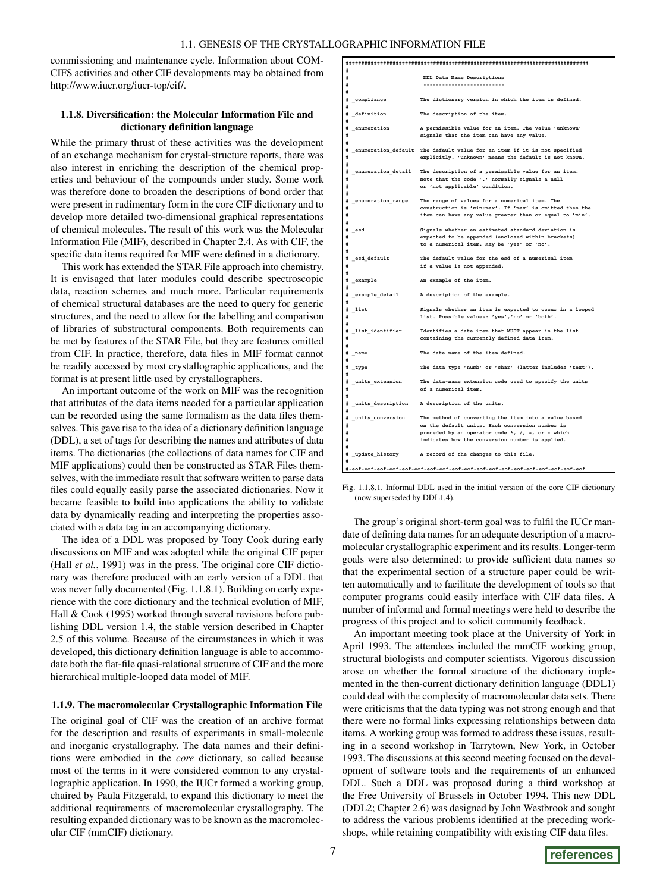commissioning and maintenance cycle. Information about COMCIFS activities and other CIF developments may be obtained from http://www.iucr.org/iucr-top/cif/.

### 1.1.8. Diversification: the Molecular Information File and dictionary definition language

While the primary thrust of these activities was the development of an exchange mechanism for crystal-structure reports, there was also interest in enriching the description of the chemical properties and behaviour of the compounds under study. Some work was therefore done to broaden the descriptions of bond order that were present in rudimentary form in the core CIF dictionary and to develop more detailed two-dimensional graphical representations of chemical molecules. The result of this work was the Molecular Information File (MIF), described in Chapter 2.4. As with CIF, the specific data items required for MIF were defined in a dictionary.

This work has extended the STAR File approach into chemistry. It is envisaged that later modules could describe spectroscopic data, reaction schemes and much more. Particular requirements of chemical structural databases are the need to query for generic structures, and the need to allow for the labelling and comparison of libraries of substructural components. Both requirements can be met by features of the STAR File, but they are features omitted from CIF. In practice, therefore, data files in MIF format cannot be readily accessed by most crystallographic applications, and the format is at present little used by crystallographers.

An important outcome of the work on MIF was the recognition that attributes of the data items needed for a particular application can be recorded using the same formalism as the data files themselves. This gave rise to the idea of a dictionary definition language (DDL), a set of tags for describing the names and attributes of data items. The dictionaries (the collections of data names for CIF and MIF applications) could then be constructed as STAR Files themselves, with the immediate result that software written to parse data files could equally easily parse the associated dictionaries. Now it became feasible to build into applications the ability to validate data by dynamically reading and interpreting the properties associated with a data tag in an accompanying dictionary.

The idea of a DDL was proposed by Tony Cook during early discussions on MIF and was adopted while the original CIF paper (Hall *et al.*, 1991) was in the press. The original core CIF dictionary was therefore produced with an early version of a DDL that was never fully documented (Fig. 1.1.8.1). Building on early experience with the core dictionary and the technical evolution of MIF, Hall & Cook (1995) worked through several revisions before publishing DDL version 1.4, the stable version described in Chapter 2.5 of this volume. Because of the circumstances in which it was developed, this dictionary definition language is able to accommodate both the flat-file quasi-relational structure of CIF and the more hierarchical multiple-looped data model of MIF.

```
################################################################################
#
#                        DDL Data Name Descriptions
#                        --------------------------
#
# _compliance          The dictionary version in which the item is defined.
#
# _definition          The description of the item.
#
# _enumeration         A permissible value for an item. The value 'unknown'
#                      signals that the item can have any value.
#
# _enumeration_default The default value for an item if it is not specified
#                      explicitly. 'unknown' means the default is not known.
#
# _enumeration_detail  The description of a permissible value for an item.
#                      Note that the code '.' normally signals a null
#                      or 'not applicable' condition.
#
# _enumeration_range   The range of values for a numerical item. The
#                      construction is 'min:max'. If 'max' is omitted then the
#                      item can have any value greater than or equal to 'min'.
#
# _esd                 Signals whether an estimated standard deviation is
#                      expected to be appended (enclosed within brackets)
#                      to a numerical item. May be 'yes' or 'no'.
#
# _esd_default         The default value for the esd of a numerical item
#                      if a value is not appended.
#
# _example             An example of the item.
#
# _example_detail      A description of the example.
#
# _list                Signals whether an item is expected to occur in a looped
#                      list. Possible values: 'yes','no' or 'both'.
#
# _list_identifier     Identifies a data item that MUST appear in the list
#                      containing the currently defined data item.
#
# _name                The data name of the item defined.
#
# _type                The data type 'numb' or 'char' (latter includes 'text').
#
# _units_extension     The data-name extension code used to specify the units
#                      of a numerical item.
#
# _units_description   A description of the units.
#
# _units_conversion    The method of converting the item into a value based
#                      on the default units. Each conversion number is
#                      preceded by an operator code *, /, +, or - which
#                      indicates how the conversion number is applied.
#
# _update_history      A record of the changes to this file.
#
#-eof-eof-eof-eof-eof-eof-eof-eof-eof-eof-eof-eof-eof-eof-eof-eof-eof-eof-eof-eof
```

Fig. 1.1.8.1. Informal DDL used in the initial version of the core CIF dictionary (now superseded by DDL1.4).

### 1.1.9. The macromolecular Crystallographic Information File

The original goal of CIF was the creation of an archive format for the description and results of experiments in small-molecule and inorganic crystallography. The data names and their definitions were embodied in the *core* dictionary, so called because most of the terms in it were considered common to any crystallographic application. In 1990, the IUCr formed a working group, chaired by Paula Fitzgerald, to expand this dictionary to meet the additional requirements of macromolecular crystallography. The resulting expanded dictionary was to be known as the macromolecular CIF (mmCIF) dictionary.

The group's original short-term goal was to fulfil the IUCr mandate of defining data names for an adequate description of a macromolecular crystallographic experiment and its results. Longer-term goals were also determined: to provide sufficient data names so that the experimental section of a structure paper could be written automatically and to facilitate the development of tools so that computer programs could easily interface with CIF data files. A number of informal and formal meetings were held to describe the progress of this project and to solicit community feedback.

An important meeting took place at the University of York in April 1993. The attendees included the mmCIF working group, structural biologists and computer scientists. Vigorous discussion arose on whether the formal structure of the dictionary implemented in the then-current dictionary definition language (DDL1) could deal with the complexity of macromolecular data sets. There were criticisms that the data typing was not strong enough and that there were no formal links expressing relationships between data items. A working group was formed to address these issues, resulting in a second workshop in Tarrytown, New York, in October 1993. The discussions at this second meeting focused on the development of software tools and the requirements of an enhanced DDL. Such a DDL was proposed during a third workshop at the Free University of Brussels in October 1994. This new DDL (DDL2; Chapter 2.6) was designed by John Westbrook and sought to address the various problems identified at the preceding workshops, while retaining compatibility with existing CIF data files.